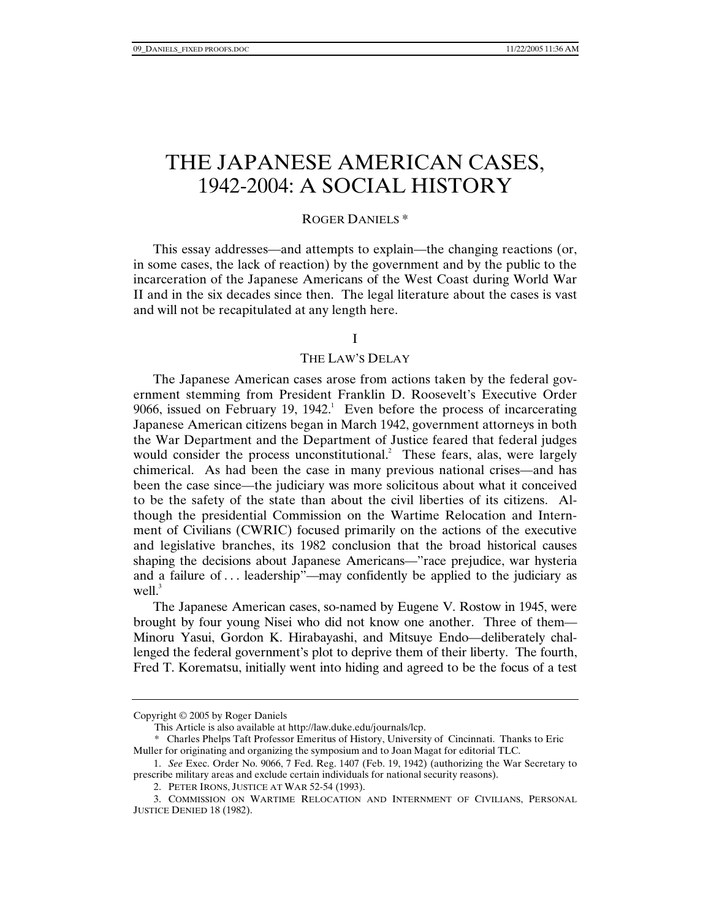# THE JAPANESE AMERICAN CASES, 1942-2004: A SOCIAL HISTORY

ROGER DANIELS *

This essay addresses—and attempts to explain—the changing reactions (or, in some cases, the lack of reaction) by the government and by the public to the incarceration of the Japanese Americans of the West Coast during World War II and in the six decades since then. The legal literature about the cases is vast and will not be recapitulated at any length here.

## I

## THE LAW'S DELAY

The Japanese American cases arose from actions taken by the federal government stemming from President Franklin D. Roosevelt's Executive Order 9066, issued on February 19, 1942.[1] Even before the process of incarcerating Japanese American citizens began in March 1942, government attorneys in both the War Department and the Department of Justice feared that federal judges would consider the process unconstitutional.[2] These fears, alas, were largely chimerical. As had been the case in many previous national crises—and has been the case since—the judiciary was more solicitous about what it conceived to be the safety of the state than about the civil liberties of its citizens. Although the presidential Commission on the Wartime Relocation and Internment of Civilians (CWRIC) focused primarily on the actions of the executive and legislative branches, its 1982 conclusion that the broad historical causes shaping the decisions about Japanese Americans—"race prejudice, war hysteria and a failure of . . . leadership"—may confidently be applied to the judiciary as well.[3]

The Japanese American cases, so-named by Eugene V. Rostow in 1945, were brought by four young Nisei who did not know one another. Three of them—Minoru Yasui, Gordon K. Hirabayashi, and Mitsuye Endo—deliberately challenged the federal government's plot to deprive them of their liberty. The fourth, Fred T. Korematsu, initially went into hiding and agreed to be the focus of a test

---

Copyright © 2005 by Roger Daniels

This Article is also available at http://law.duke.edu/journals/lcp.

\* Charles Phelps Taft Professor Emeritus of History, University of Cincinnati. Thanks to Eric Muller for originating and organizing the symposium and to Joan Magat for editorial TLC.

1. *See* Exec. Order No. 9066, 7 Fed. Reg. 1407 (Feb. 19, 1942) (authorizing the War Secretary to prescribe military areas and exclude certain individuals for national security reasons).

2. PETER IRONS, JUSTICE AT WAR 52-54 (1993).

3. COMMISSION ON WARTIME RELOCATION AND INTERNMENT OF CIVILIANS, PERSONAL JUSTICE DENIED 18 (1982).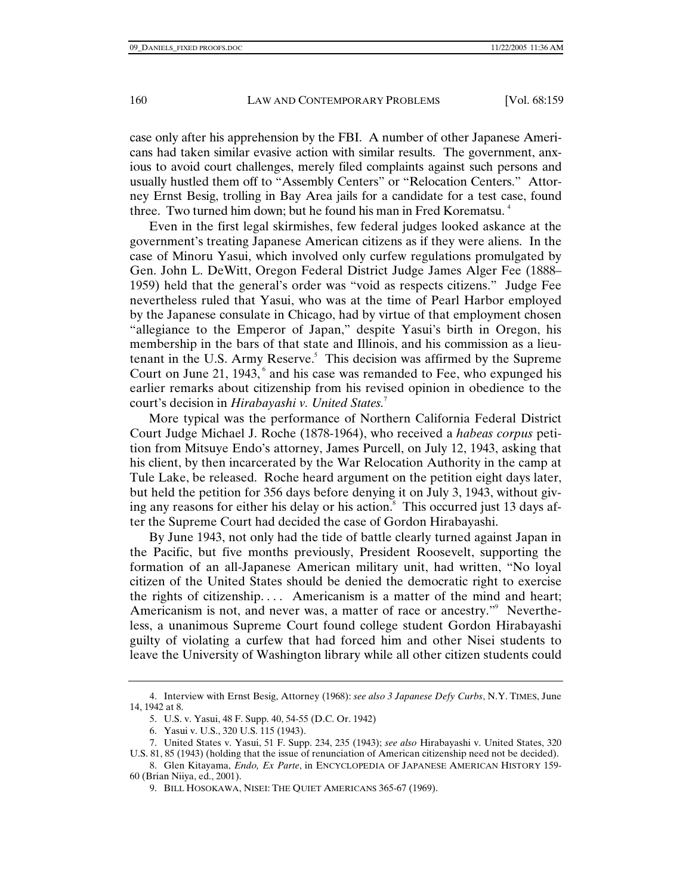case only after his apprehension by the FBI. A number of other Japanese Americans had taken similar evasive action with similar results. The government, anxious to avoid court challenges, merely filed complaints against such persons and usually hustled them off to "Assembly Centers" or "Relocation Centers." Attorney Ernst Besig, trolling in Bay Area jails for a candidate for a test case, found three. Two turned him down; but he found his man in Fred Korematsu.[4]

Even in the first legal skirmishes, few federal judges looked askance at the government's treating Japanese American citizens as if they were aliens. In the case of Minoru Yasui, which involved only curfew regulations promulgated by Gen. John L. DeWitt, Oregon Federal District Judge James Alger Fee (1888–1959) held that the general's order was "void as respects citizens." Judge Fee nevertheless ruled that Yasui, who was at the time of Pearl Harbor employed by the Japanese consulate in Chicago, had by virtue of that employment chosen "allegiance to the Emperor of Japan," despite Yasui's birth in Oregon, his membership in the bars of that state and Illinois, and his commission as a lieutenant in the U.S. Army Reserve.[5] This decision was affirmed by the Supreme Court on June 21, 1943,[6] and his case was remanded to Fee, who expunged his earlier remarks about citizenship from his revised opinion in obedience to the court's decision in *Hirabayashi v. United States.*[7]

More typical was the performance of Northern California Federal District Court Judge Michael J. Roche (1878-1964), who received a *habeas corpus* petition from Mitsuye Endo's attorney, James Purcell, on July 12, 1943, asking that his client, by then incarcerated by the War Relocation Authority in the camp at Tule Lake, be released. Roche heard argument on the petition eight days later, but held the petition for 356 days before denying it on July 3, 1943, without giving any reasons for either his delay or his action.[8] This occurred just 13 days after the Supreme Court had decided the case of Gordon Hirabayashi.

By June 1943, not only had the tide of battle clearly turned against Japan in the Pacific, but five months previously, President Roosevelt, supporting the formation of an all-Japanese American military unit, had written, "No loyal citizen of the United States should be denied the democratic right to exercise the rights of citizenship. . . . Americanism is a matter of the mind and heart; Americanism is not, and never was, a matter of race or ancestry."[9] Nevertheless, a unanimous Supreme Court found college student Gordon Hirabayashi guilty of violating a curfew that had forced him and other Nisei students to leave the University of Washington library while all other citizen students could

---

4. Interview with Ernst Besig, Attorney (1968): *see also 3 Japanese Defy Curbs*, N.Y. TIMES, June 14, 1942 at 8.

5. U.S. v. Yasui, 48 F. Supp. 40, 54-55 (D.C. Or. 1942)

6. Yasui v. U.S., 320 U.S. 115 (1943).

7. United States v. Yasui, 51 F. Supp. 234, 235 (1943); *see also* Hirabayashi v. United States, 320 U.S. 81, 85 (1943) (holding that the issue of renunciation of American citizenship need not be decided).

8. Glen Kitayama, *Endo, Ex Parte*, in ENCYCLOPEDIA OF JAPANESE AMERICAN HISTORY 159-60 (Brian Niiya, ed., 2001).

9. BILL HOSOKAWA, NISEI: THE QUIET AMERICANS 365-67 (1969).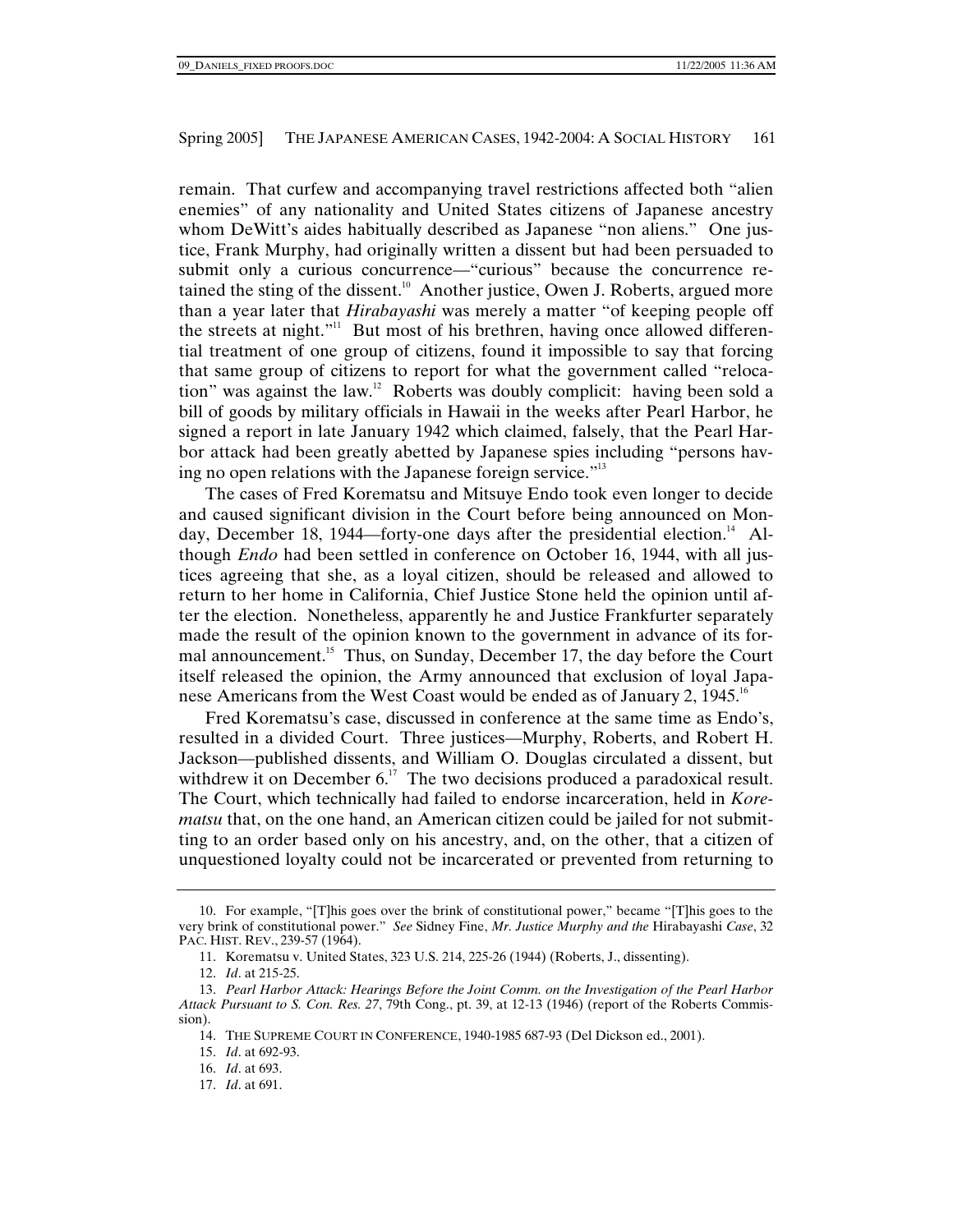remain. That curfew and accompanying travel restrictions affected both "alien enemies" of any nationality and United States citizens of Japanese ancestry whom DeWitt's aides habitually described as Japanese "non aliens." One justice, Frank Murphy, had originally written a dissent but had been persuaded to submit only a curious concurrence—"curious" because the concurrence retained the sting of the dissent.[10] Another justice, Owen J. Roberts, argued more than a year later that *Hirabayashi* was merely a matter "of keeping people off the streets at night."[11] But most of his brethren, having once allowed differential treatment of one group of citizens, found it impossible to say that forcing that same group of citizens to report for what the government called "relocation" was against the law.[12] Roberts was doubly complicit: having been sold a bill of goods by military officials in Hawaii in the weeks after Pearl Harbor, he signed a report in late January 1942 which claimed, falsely, that the Pearl Harbor attack had been greatly abetted by Japanese spies including "persons having no open relations with the Japanese foreign service."[13]

The cases of Fred Korematsu and Mitsuye Endo took even longer to decide and caused significant division in the Court before being announced on Monday, December 18, 1944—forty-one days after the presidential election.[14] Although *Endo* had been settled in conference on October 16, 1944, with all justices agreeing that she, as a loyal citizen, should be released and allowed to return to her home in California, Chief Justice Stone held the opinion until after the election. Nonetheless, apparently he and Justice Frankfurter separately made the result of the opinion known to the government in advance of its formal announcement.[15] Thus, on Sunday, December 17, the day before the Court itself released the opinion, the Army announced that exclusion of loyal Japanese Americans from the West Coast would be ended as of January 2, 1945.[16]

Fred Korematsu's case, discussed in conference at the same time as Endo's, resulted in a divided Court. Three justices—Murphy, Roberts, and Robert H. Jackson—published dissents, and William O. Douglas circulated a dissent, but withdrew it on December 6.[17] The two decisions produced a paradoxical result. The Court, which technically had failed to endorse incarceration, held in *Korematsu* that, on the one hand, an American citizen could be jailed for not submitting to an order based only on his ancestry, and, on the other, that a citizen of unquestioned loyalty could not be incarcerated or prevented from returning to

---

10. For example, "[T]his goes over the brink of constitutional power," became "[T]his goes to the very brink of constitutional power." *See* Sidney Fine, *Mr. Justice Murphy and the* Hirabayashi *Case*, 32 PAC. HIST. REV., 239-57 (1964).

11. Korematsu v. United States, 323 U.S. 214, 225-26 (1944) (Roberts, J., dissenting).

12. *Id*. at 215-25.

13. *Pearl Harbor Attack: Hearings Before the Joint Comm. on the Investigation of the Pearl Harbor Attack Pursuant to S. Con. Res. 27*, 79th Cong., pt. 39, at 12-13 (1946) (report of the Roberts Commission).

14. THE SUPREME COURT IN CONFERENCE, 1940-1985 687-93 (Del Dickson ed., 2001).

15. *Id*. at 692-93.

16. *Id*. at 693.

17. *Id*. at 691.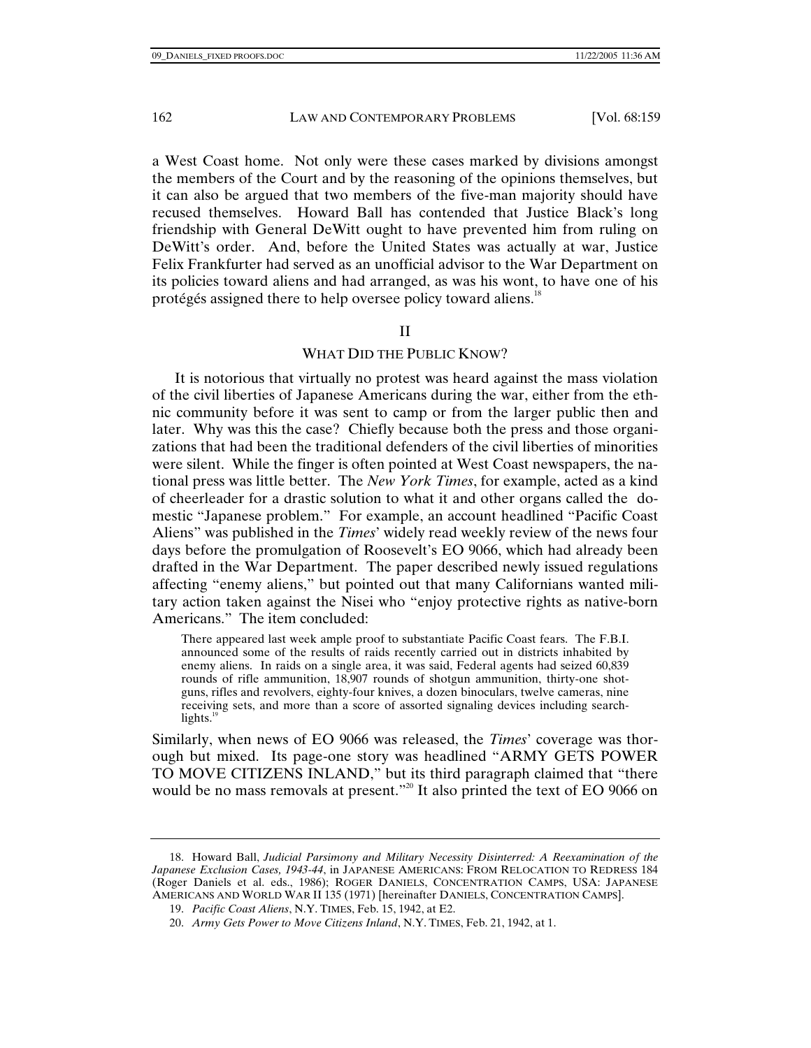a West Coast home. Not only were these cases marked by divisions amongst the members of the Court and by the reasoning of the opinions themselves, but it can also be argued that two members of the five-man majority should have recused themselves. Howard Ball has contended that Justice Black's long friendship with General DeWitt ought to have prevented him from ruling on DeWitt's order. And, before the United States was actually at war, Justice Felix Frankfurter had served as an unofficial advisor to the War Department on its policies toward aliens and had arranged, as was his wont, to have one of his protégés assigned there to help oversee policy toward aliens.[18]

## II

## WHAT DID THE PUBLIC KNOW?

It is notorious that virtually no protest was heard against the mass violation of the civil liberties of Japanese Americans during the war, either from the ethnic community before it was sent to camp or from the larger public then and later. Why was this the case? Chiefly because both the press and those organizations that had been the traditional defenders of the civil liberties of minorities were silent. While the finger is often pointed at West Coast newspapers, the national press was little better. The *New York Times*, for example, acted as a kind of cheerleader for a drastic solution to what it and other organs called the domestic "Japanese problem." For example, an account headlined "Pacific Coast Aliens" was published in the *Times*' widely read weekly review of the news four days before the promulgation of Roosevelt's EO 9066, which had already been drafted in the War Department. The paper described newly issued regulations affecting "enemy aliens," but pointed out that many Californians wanted military action taken against the Nisei who "enjoy protective rights as native-born Americans." The item concluded:

> There appeared last week ample proof to substantiate Pacific Coast fears. The F.B.I. announced some of the results of raids recently carried out in districts inhabited by enemy aliens. In raids on a single area, it was said, Federal agents had seized 60,839 rounds of rifle ammunition, 18,907 rounds of shotgun ammunition, thirty-one shotguns, rifles and revolvers, eighty-four knives, a dozen binoculars, twelve cameras, nine receiving sets, and more than a score of assorted signaling devices including searchlights.[19]

Similarly, when news of EO 9066 was released, the *Times*' coverage was thorough but mixed. Its page-one story was headlined "ARMY GETS POWER TO MOVE CITIZENS INLAND," but its third paragraph claimed that "there would be no mass removals at present."[20] It also printed the text of EO 9066 on

---

18. Howard Ball, *Judicial Parsimony and Military Necessity Disinterred: A Reexamination of the Japanese Exclusion Cases, 1943-44*, in JAPANESE AMERICANS: FROM RELOCATION TO REDRESS 184 (Roger Daniels et al. eds., 1986); ROGER DANIELS, CONCENTRATION CAMPS, USA: JAPANESE AMERICANS AND WORLD WAR II 135 (1971) [hereinafter DANIELS, CONCENTRATION CAMPS].

19. *Pacific Coast Aliens*, N.Y. TIMES, Feb. 15, 1942, at E2.

20. *Army Gets Power to Move Citizens Inland*, N.Y. TIMES, Feb. 21, 1942, at 1.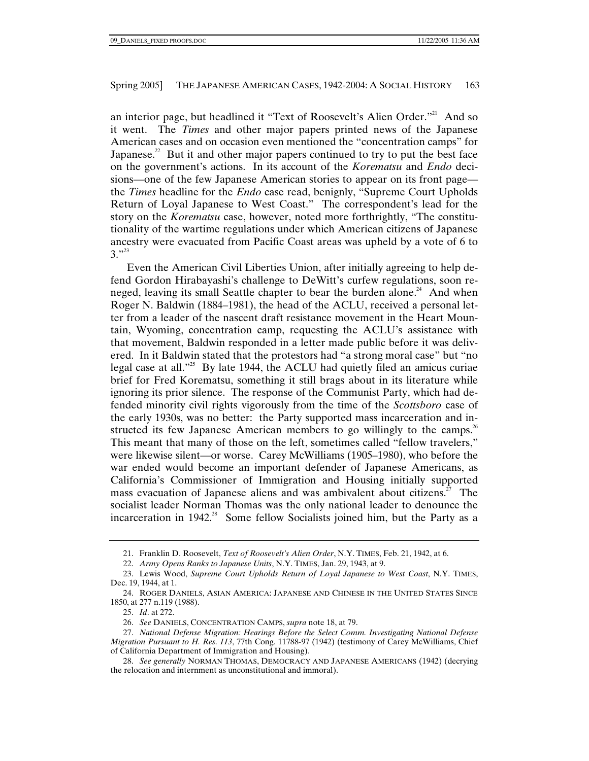an interior page, but headlined it "Text of Roosevelt's Alien Order."[21] And so it went. The *Times* and other major papers printed news of the Japanese American cases and on occasion even mentioned the "concentration camps" for Japanese.[22] But it and other major papers continued to try to put the best face on the government's actions. In its account of the *Korematsu* and *Endo* decisions—one of the few Japanese American stories to appear on its front page—the *Times* headline for the *Endo* case read, benignly, "Supreme Court Upholds Return of Loyal Japanese to West Coast." The correspondent's lead for the story on the *Korematsu* case, however, noted more forthrightly, "The constitutionality of the wartime regulations under which American citizens of Japanese ancestry were evacuated from Pacific Coast areas was upheld by a vote of 6 to 3."[23]

Even the American Civil Liberties Union, after initially agreeing to help defend Gordon Hirabayashi's challenge to DeWitt's curfew regulations, soon reneged, leaving its small Seattle chapter to bear the burden alone.[24] And when Roger N. Baldwin (1884–1981), the head of the ACLU, received a personal letter from a leader of the nascent draft resistance movement in the Heart Mountain, Wyoming, concentration camp, requesting the ACLU's assistance with that movement, Baldwin responded in a letter made public before it was delivered. In it Baldwin stated that the protestors had "a strong moral case" but "no legal case at all."[25] By late 1944, the ACLU had quietly filed an amicus curiae brief for Fred Korematsu, something it still brags about in its literature while ignoring its prior silence. The response of the Communist Party, which had defended minority civil rights vigorously from the time of the *Scottsboro* case of the early 1930s, was no better: the Party supported mass incarceration and instructed its few Japanese American members to go willingly to the camps.[26] This meant that many of those on the left, sometimes called "fellow travelers," were likewise silent—or worse. Carey McWilliams (1905–1980), who before the war ended would become an important defender of Japanese Americans, as California's Commissioner of Immigration and Housing initially supported mass evacuation of Japanese aliens and was ambivalent about citizens.[27] The socialist leader Norman Thomas was the only national leader to denounce the incarceration in 1942.[28] Some fellow Socialists joined him, but the Party as a

---

21. Franklin D. Roosevelt, *Text of Roosevelt's Alien Order*, N.Y. TIMES, Feb. 21, 1942, at 6.

22. *Army Opens Ranks to Japanese Units*, N.Y. TIMES, Jan. 29, 1943, at 9.

23. Lewis Wood, *Supreme Court Upholds Return of Loyal Japanese to West Coast*, N.Y. TIMES, Dec. 19, 1944, at 1.

24. ROGER DANIELS, ASIAN AMERICA: JAPANESE AND CHINESE IN THE UNITED STATES SINCE 1850, at 277 n.119 (1988).

25. *Id*. at 272.

26. *See* DANIELS, CONCENTRATION CAMPS, *supra* note 18, at 79.

27. *National Defense Migration: Hearings Before the Select Comm. Investigating National Defense Migration Pursuant to H. Res. 113*, 77th Cong. 11788-97 (1942) (testimony of Carey McWilliams, Chief of California Department of Immigration and Housing).

28. *See generally* NORMAN THOMAS, DEMOCRACY AND JAPANESE AMERICANS (1942) (decrying the relocation and internment as unconstitutional and immoral).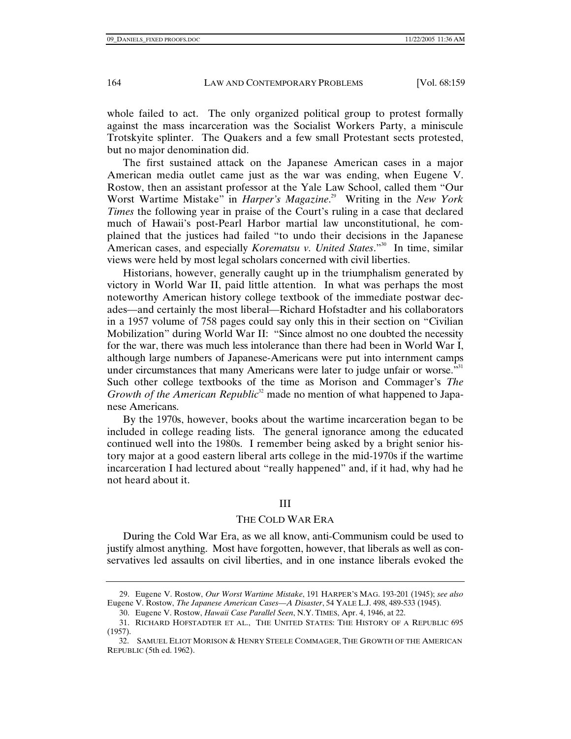whole failed to act. The only organized political group to protest formally against the mass incarceration was the Socialist Workers Party, a miniscule Trotskyite splinter. The Quakers and a few small Protestant sects protested, but no major denomination did.

The first sustained attack on the Japanese American cases in a major American media outlet came just as the war was ending, when Eugene V. Rostow, then an assistant professor at the Yale Law School, called them "Our Worst Wartime Mistake" in *Harper's Magazine*.[29] Writing in the *New York Times* the following year in praise of the Court's ruling in a case that declared much of Hawaii's post-Pearl Harbor martial law unconstitutional, he complained that the justices had failed "to undo their decisions in the Japanese American cases, and especially *Korematsu v. United States*."[30] In time, similar views were held by most legal scholars concerned with civil liberties.

Historians, however, generally caught up in the triumphalism generated by victory in World War II, paid little attention. In what was perhaps the most noteworthy American history college textbook of the immediate postwar decades—and certainly the most liberal—Richard Hofstadter and his collaborators in a 1957 volume of 758 pages could say only this in their section on "Civilian Mobilization" during World War II: "Since almost no one doubted the necessity for the war, there was much less intolerance than there had been in World War I, although large numbers of Japanese-Americans were put into internment camps under circumstances that many Americans were later to judge unfair or worse."[31] Such other college textbooks of the time as Morison and Commager's *The Growth of the American Republic*[32] made no mention of what happened to Japanese Americans.

By the 1970s, however, books about the wartime incarceration began to be included in college reading lists. The general ignorance among the educated continued well into the 1980s. I remember being asked by a bright senior history major at a good eastern liberal arts college in the mid-1970s if the wartime incarceration I had lectured about "really happened" and, if it had, why had he not heard about it.

## III

## THE COLD WAR ERA

During the Cold War Era, as we all know, anti-Communism could be used to justify almost anything. Most have forgotten, however, that liberals as well as conservatives led assaults on civil liberties, and in one instance liberals evoked the

---

29. Eugene V. Rostow, *Our Worst Wartime Mistake*, 191 HARPER'S MAG. 193-201 (1945); *see also* Eugene V. Rostow, *The Japanese American Cases—A Disaster*, 54 YALE L.J. 498, 489-533 (1945).

30. Eugene V. Rostow, *Hawaii Case Parallel Seen*, N.Y. TIMES, Apr. 4, 1946, at 22.

31. RICHARD HOFSTADTER ET AL., THE UNITED STATES: THE HISTORY OF A REPUBLIC 695 (1957).

32. SAMUEL ELIOT MORISON & HENRY STEELE COMMAGER, THE GROWTH OF THE AMERICAN REPUBLIC (5th ed. 1962).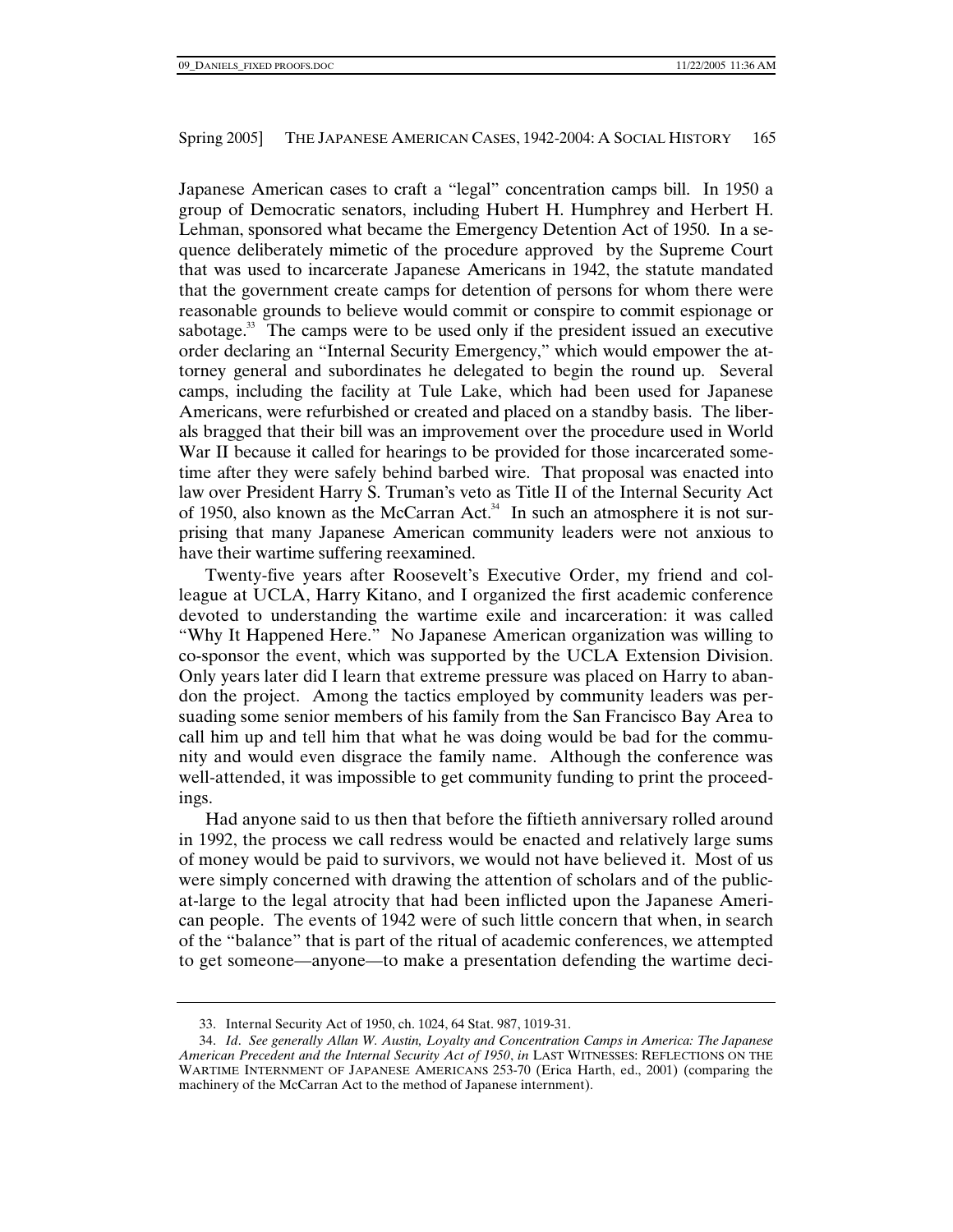Japanese American cases to craft a "legal" concentration camps bill. In 1950 a group of Democratic senators, including Hubert H. Humphrey and Herbert H. Lehman, sponsored what became the Emergency Detention Act of 1950. In a sequence deliberately mimetic of the procedure approved by the Supreme Court that was used to incarcerate Japanese Americans in 1942, the statute mandated that the government create camps for detention of persons for whom there were reasonable grounds to believe would commit or conspire to commit espionage or sabotage.[33] The camps were to be used only if the president issued an executive order declaring an "Internal Security Emergency," which would empower the attorney general and subordinates he delegated to begin the round up. Several camps, including the facility at Tule Lake, which had been used for Japanese Americans, were refurbished or created and placed on a standby basis. The liberals bragged that their bill was an improvement over the procedure used in World War II because it called for hearings to be provided for those incarcerated sometime after they were safely behind barbed wire. That proposal was enacted into law over President Harry S. Truman's veto as Title II of the Internal Security Act of 1950, also known as the McCarran Act.[34] In such an atmosphere it is not surprising that many Japanese American community leaders were not anxious to have their wartime suffering reexamined.

Twenty-five years after Roosevelt's Executive Order, my friend and colleague at UCLA, Harry Kitano, and I organized the first academic conference devoted to understanding the wartime exile and incarceration: it was called "Why It Happened Here." No Japanese American organization was willing to co-sponsor the event, which was supported by the UCLA Extension Division. Only years later did I learn that extreme pressure was placed on Harry to abandon the project. Among the tactics employed by community leaders was persuading some senior members of his family from the San Francisco Bay Area to call him up and tell him that what he was doing would be bad for the community and would even disgrace the family name. Although the conference was well-attended, it was impossible to get community funding to print the proceedings.

Had anyone said to us then that before the fiftieth anniversary rolled around in 1992, the process we call redress would be enacted and relatively large sums of money would be paid to survivors, we would not have believed it. Most of us were simply concerned with drawing the attention of scholars and of the public-at-large to the legal atrocity that had been inflicted upon the Japanese American people. The events of 1942 were of such little concern that when, in search of the "balance" that is part of the ritual of academic conferences, we attempted to get someone—anyone—to make a presentation defending the wartime deci-

---

33. Internal Security Act of 1950, ch. 1024, 64 Stat. 987, 1019-31.

34. *Id*. *See generally Allan W. Austin, Loyalty and Concentration Camps in America: The Japanese American Precedent and the Internal Security Act of 1950*, *in* LAST WITNESSES: REFLECTIONS ON THE WARTIME INTERNMENT OF JAPANESE AMERICANS 253-70 (Erica Harth, ed., 2001) (comparing the machinery of the McCarran Act to the method of Japanese internment).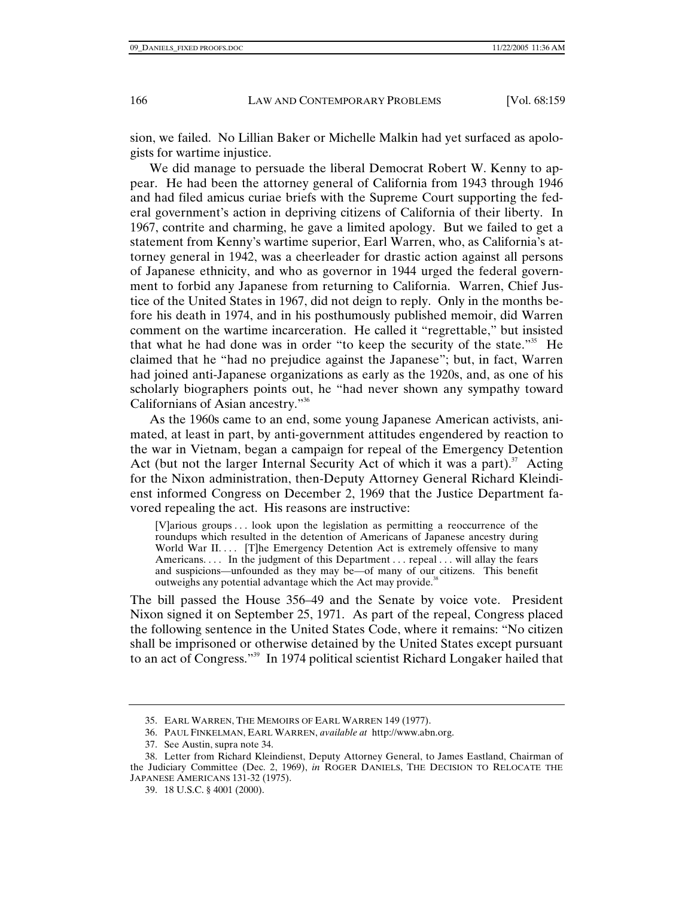sion, we failed. No Lillian Baker or Michelle Malkin had yet surfaced as apologists for wartime injustice.

We did manage to persuade the liberal Democrat Robert W. Kenny to appear. He had been the attorney general of California from 1943 through 1946 and had filed amicus curiae briefs with the Supreme Court supporting the federal government's action in depriving citizens of California of their liberty. In 1967, contrite and charming, he gave a limited apology. But we failed to get a statement from Kenny's wartime superior, Earl Warren, who, as California's attorney general in 1942, was a cheerleader for drastic action against all persons of Japanese ethnicity, and who as governor in 1944 urged the federal government to forbid any Japanese from returning to California. Warren, Chief Justice of the United States in 1967, did not deign to reply. Only in the months before his death in 1974, and in his posthumously published memoir, did Warren comment on the wartime incarceration. He called it "regrettable," but insisted that what he had done was in order "to keep the security of the state."[35] He claimed that he "had no prejudice against the Japanese"; but, in fact, Warren had joined anti-Japanese organizations as early as the 1920s, and, as one of his scholarly biographers points out, he "had never shown any sympathy toward Californians of Asian ancestry."[36]

As the 1960s came to an end, some young Japanese American activists, animated, at least in part, by anti-government attitudes engendered by reaction to the war in Vietnam, began a campaign for repeal of the Emergency Detention Act (but not the larger Internal Security Act of which it was a part).[37] Acting for the Nixon administration, then-Deputy Attorney General Richard Kleindienst informed Congress on December 2, 1969 that the Justice Department favored repealing the act. His reasons are instructive:

> [V]arious groups . . . look upon the legislation as permitting a reoccurrence of the roundups which resulted in the detention of Americans of Japanese ancestry during World War II. . . . [T]he Emergency Detention Act is extremely offensive to many Americans. . . . In the judgment of this Department . . . repeal . . . will allay the fears and suspicions—unfounded as they may be—of many of our citizens. This benefit outweighs any potential advantage which the Act may provide.[38]

The bill passed the House 356–49 and the Senate by voice vote. President Nixon signed it on September 25, 1971. As part of the repeal, Congress placed the following sentence in the United States Code, where it remains: "No citizen shall be imprisoned or otherwise detained by the United States except pursuant to an act of Congress."[39] In 1974 political scientist Richard Longaker hailed that

---

35. EARL WARREN, THE MEMOIRS OF EARL WARREN 149 (1977).

36. PAUL FINKELMAN, EARL WARREN, *available at* http://www.abn.org.

37. See Austin, supra note 34.

38. Letter from Richard Kleindienst, Deputy Attorney General, to James Eastland, Chairman of the Judiciary Committee (Dec. 2, 1969), *in* ROGER DANIELS, THE DECISION TO RELOCATE THE JAPANESE AMERICANS 131-32 (1975).

39. 18 U.S.C. § 4001 (2000).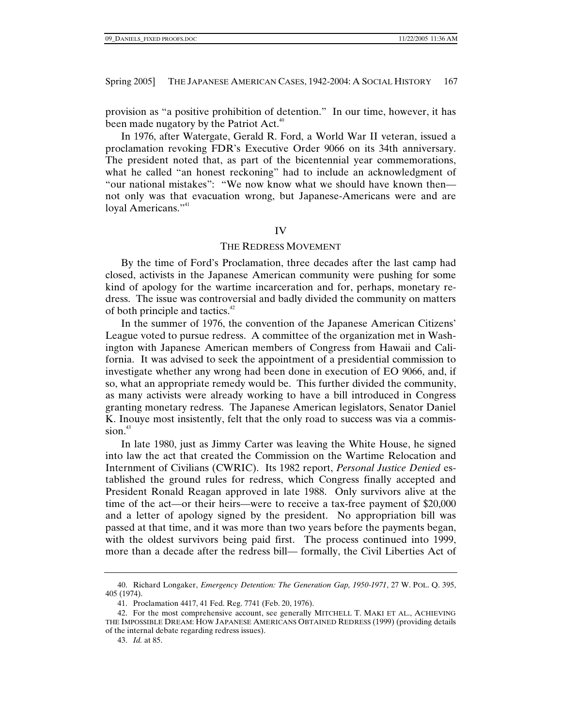provision as "a positive prohibition of detention." In our time, however, it has been made nugatory by the Patriot Act.[40]

In 1976, after Watergate, Gerald R. Ford, a World War II veteran, issued a proclamation revoking FDR's Executive Order 9066 on its 34th anniversary. The president noted that, as part of the bicentennial year commemorations, what he called "an honest reckoning" had to include an acknowledgment of "our national mistakes": "We now know what we should have known then—not only was that evacuation wrong, but Japanese-Americans were and are loyal Americans."[41]

## IV

## THE REDRESS MOVEMENT

By the time of Ford's Proclamation, three decades after the last camp had closed, activists in the Japanese American community were pushing for some kind of apology for the wartime incarceration and for, perhaps, monetary redress. The issue was controversial and badly divided the community on matters of both principle and tactics.[42]

In the summer of 1976, the convention of the Japanese American Citizens' League voted to pursue redress. A committee of the organization met in Washington with Japanese American members of Congress from Hawaii and California. It was advised to seek the appointment of a presidential commission to investigate whether any wrong had been done in execution of EO 9066, and, if so, what an appropriate remedy would be. This further divided the community, as many activists were already working to have a bill introduced in Congress granting monetary redress. The Japanese American legislators, Senator Daniel K. Inouye most insistently, felt that the only road to success was via a commission.[43]

In late 1980, just as Jimmy Carter was leaving the White House, he signed into law the act that created the Commission on the Wartime Relocation and Internment of Civilians (CWRIC). Its 1982 report, *Personal Justice Denied* established the ground rules for redress, which Congress finally accepted and President Ronald Reagan approved in late 1988. Only survivors alive at the time of the act—or their heirs—were to receive a tax-free payment of $20,000 and a letter of apology signed by the president. No appropriation bill was passed at that time, and it was more than two years before the payments began, with the oldest survivors being paid first. The process continued into 1999, more than a decade after the redress bill— formally, the Civil Liberties Act of

---

40. Richard Longaker, *Emergency Detention: The Generation Gap, 1950-1971*, 27 W. POL. Q. 395, 405 (1974).

41. Proclamation 4417, 41 Fed. Reg. 7741 (Feb. 20, 1976).

42. For the most comprehensive account, see generally MITCHELL T. MAKI ET AL., ACHIEVING THE IMPOSSIBLE DREAM: HOW JAPANESE AMERICANS OBTAINED REDRESS (1999) (providing details of the internal debate regarding redress issues).

43. *Id.* at 85.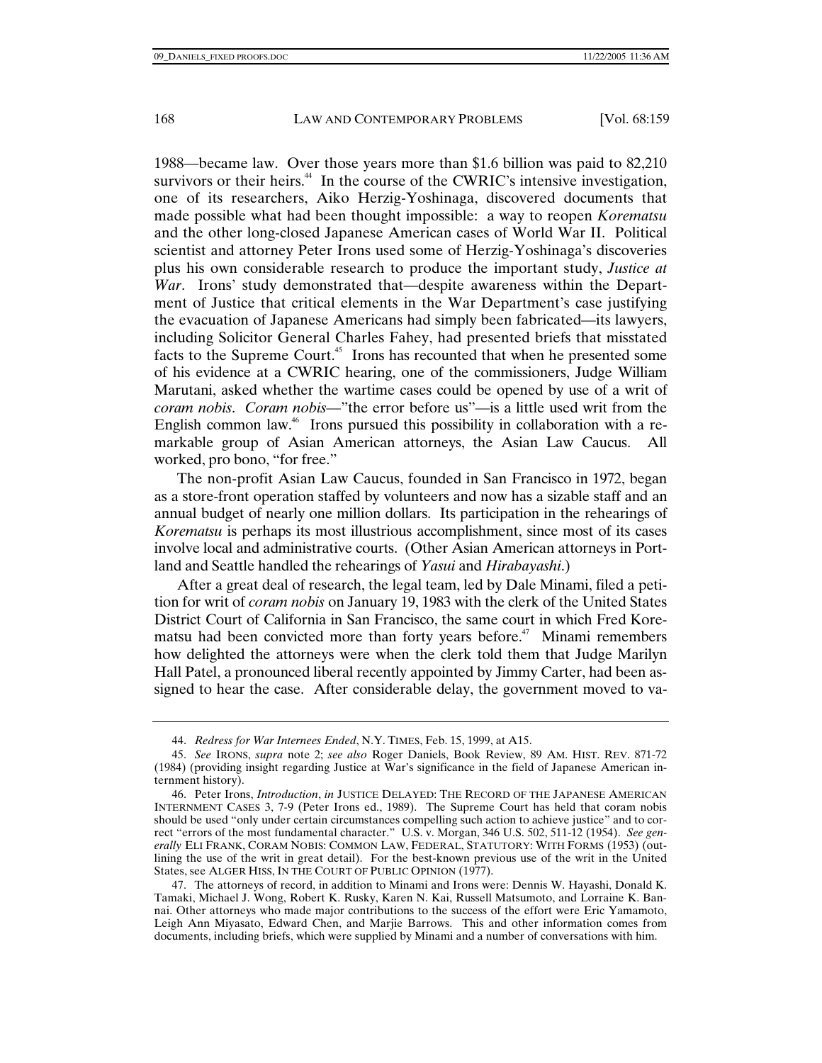1988—became law. Over those years more than $1.6 billion was paid to 82,210 survivors or their heirs.[44] In the course of the CWRIC's intensive investigation, one of its researchers, Aiko Herzig-Yoshinaga, discovered documents that made possible what had been thought impossible: a way to reopen *Korematsu* and the other long-closed Japanese American cases of World War II. Political scientist and attorney Peter Irons used some of Herzig-Yoshinaga's discoveries plus his own considerable research to produce the important study, *Justice at War*. Irons' study demonstrated that—despite awareness within the Department of Justice that critical elements in the War Department's case justifying the evacuation of Japanese Americans had simply been fabricated—its lawyers, including Solicitor General Charles Fahey, had presented briefs that misstated facts to the Supreme Court.[45] Irons has recounted that when he presented some of his evidence at a CWRIC hearing, one of the commissioners, Judge William Marutani, asked whether the wartime cases could be opened by use of a writ of *coram nobis*. *Coram nobis*—"the error before us"—is a little used writ from the English common law.[46] Irons pursued this possibility in collaboration with a remarkable group of Asian American attorneys, the Asian Law Caucus. All worked, pro bono, "for free."

The non-profit Asian Law Caucus, founded in San Francisco in 1972, began as a store-front operation staffed by volunteers and now has a sizable staff and an annual budget of nearly one million dollars. Its participation in the rehearings of *Korematsu* is perhaps its most illustrious accomplishment, since most of its cases involve local and administrative courts. (Other Asian American attorneys in Portland and Seattle handled the rehearings of *Yasui* and *Hirabayashi*.)

After a great deal of research, the legal team, led by Dale Minami, filed a petition for writ of *coram nobis* on January 19, 1983 with the clerk of the United States District Court of California in San Francisco, the same court in which Fred Korematsu had been convicted more than forty years before.[47] Minami remembers how delighted the attorneys were when the clerk told them that Judge Marilyn Hall Patel, a pronounced liberal recently appointed by Jimmy Carter, had been assigned to hear the case. After considerable delay, the government moved to va-

---

44. *Redress for War Internees Ended*, N.Y. TIMES, Feb. 15, 1999, at A15.

45. *See* IRONS, *supra* note 2; *see also* Roger Daniels, Book Review, 89 AM. HIST. REV. 871-72 (1984) (providing insight regarding Justice at War's significance in the field of Japanese American internment history).

46. Peter Irons, *Introduction*, *in* JUSTICE DELAYED: THE RECORD OF THE JAPANESE AMERICAN INTERNMENT CASES 3, 7-9 (Peter Irons ed., 1989). The Supreme Court has held that coram nobis should be used "only under certain circumstances compelling such action to achieve justice" and to correct "errors of the most fundamental character." U.S. v. Morgan, 346 U.S. 502, 511-12 (1954). *See generally* ELI FRANK, CORAM NOBIS: COMMON LAW, FEDERAL, STATUTORY: WITH FORMS (1953) (outlining the use of the writ in great detail). For the best-known previous use of the writ in the United States, see ALGER HISS, IN THE COURT OF PUBLIC OPINION (1977).

47. The attorneys of record, in addition to Minami and Irons were: Dennis W. Hayashi, Donald K. Tamaki, Michael J. Wong, Robert K. Rusky, Karen N. Kai, Russell Matsumoto, and Lorraine K. Bannai. Other attorneys who made major contributions to the success of the effort were Eric Yamamoto, Leigh Ann Miyasato, Edward Chen, and Marjie Barrows. This and other information comes from documents, including briefs, which were supplied by Minami and a number of conversations with him.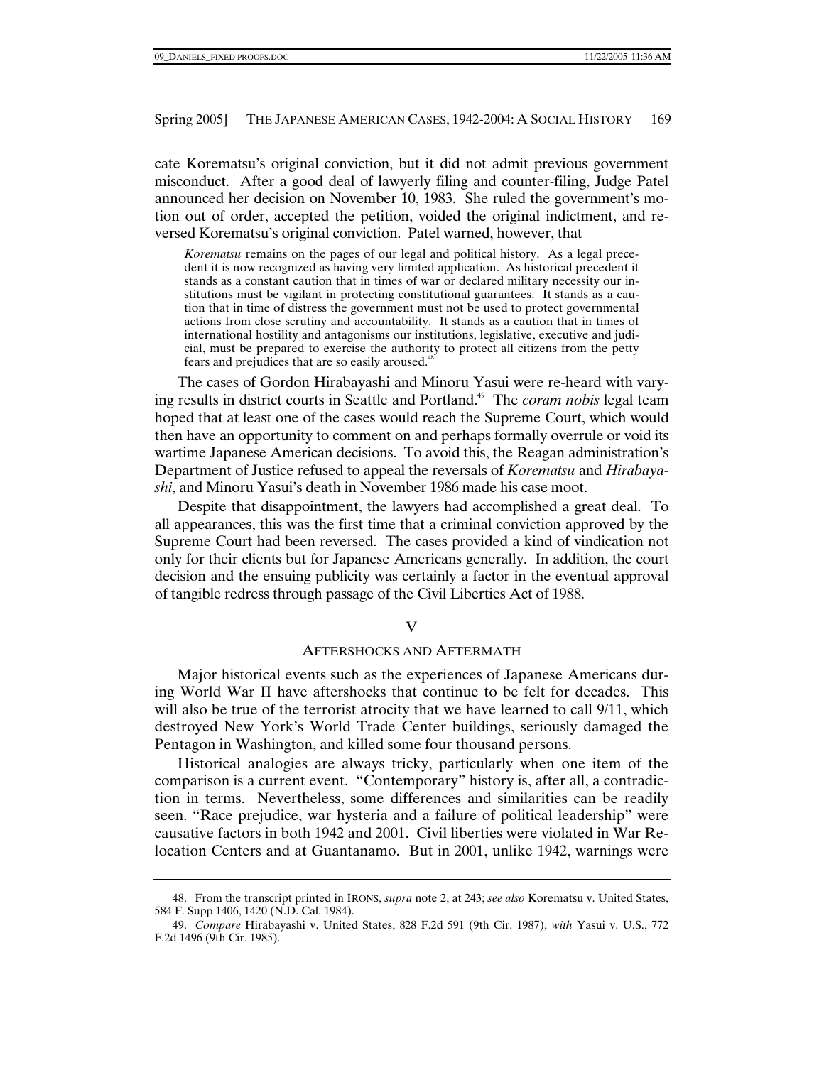cate Korematsu's original conviction, but it did not admit previous government misconduct. After a good deal of lawyerly filing and counter-filing, Judge Patel announced her decision on November 10, 1983. She ruled the government's motion out of order, accepted the petition, voided the original indictment, and reversed Korematsu's original conviction. Patel warned, however, that

> *Korematsu* remains on the pages of our legal and political history. As a legal precedent it is now recognized as having very limited application. As historical precedent it stands as a constant caution that in times of war or declared military necessity our institutions must be vigilant in protecting constitutional guarantees. It stands as a caution that in time of distress the government must not be used to protect governmental actions from close scrutiny and accountability. It stands as a caution that in times of international hostility and antagonisms our institutions, legislative, executive and judicial, must be prepared to exercise the authority to protect all citizens from the petty fears and prejudices that are so easily aroused.[48]

The cases of Gordon Hirabayashi and Minoru Yasui were re-heard with varying results in district courts in Seattle and Portland.[49] The *coram nobis* legal team hoped that at least one of the cases would reach the Supreme Court, which would then have an opportunity to comment on and perhaps formally overrule or void its wartime Japanese American decisions. To avoid this, the Reagan administration's Department of Justice refused to appeal the reversals of *Korematsu* and *Hirabayashi*, and Minoru Yasui's death in November 1986 made his case moot.

Despite that disappointment, the lawyers had accomplished a great deal. To all appearances, this was the first time that a criminal conviction approved by the Supreme Court had been reversed. The cases provided a kind of vindication not only for their clients but for Japanese Americans generally. In addition, the court decision and the ensuing publicity was certainly a factor in the eventual approval of tangible redress through passage of the Civil Liberties Act of 1988.

## V

## AFTERSHOCKS AND AFTERMATH

Major historical events such as the experiences of Japanese Americans during World War II have aftershocks that continue to be felt for decades. This will also be true of the terrorist atrocity that we have learned to call 9/11, which destroyed New York's World Trade Center buildings, seriously damaged the Pentagon in Washington, and killed some four thousand persons.

Historical analogies are always tricky, particularly when one item of the comparison is a current event. "Contemporary" history is, after all, a contradiction in terms. Nevertheless, some differences and similarities can be readily seen. "Race prejudice, war hysteria and a failure of political leadership" were causative factors in both 1942 and 2001. Civil liberties were violated in War Relocation Centers and at Guantanamo. But in 2001, unlike 1942, warnings were

---

48. From the transcript printed in IRONS, *supra* note 2, at 243; *see also* Korematsu v. United States, 584 F. Supp 1406, 1420 (N.D. Cal. 1984).

49. *Compare* Hirabayashi v. United States, 828 F.2d 591 (9th Cir. 1987), *with* Yasui v. U.S., 772 F.2d 1496 (9th Cir. 1985).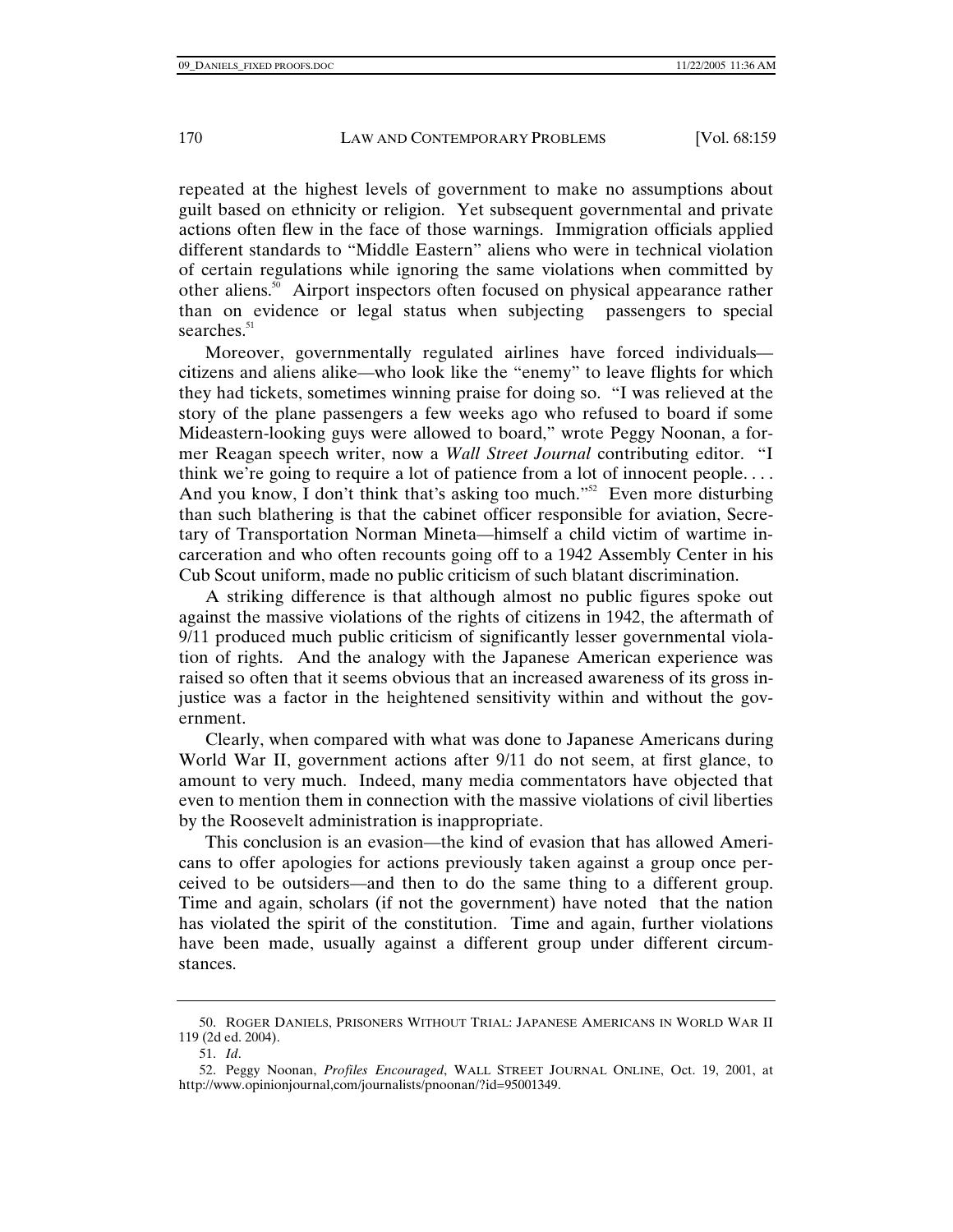repeated at the highest levels of government to make no assumptions about guilt based on ethnicity or religion. Yet subsequent governmental and private actions often flew in the face of those warnings. Immigration officials applied different standards to "Middle Eastern" aliens who were in technical violation of certain regulations while ignoring the same violations when committed by other aliens.[50] Airport inspectors often focused on physical appearance rather than on evidence or legal status when subjecting passengers to special searches.[51]

Moreover, governmentally regulated airlines have forced individuals—citizens and aliens alike—who look like the "enemy" to leave flights for which they had tickets, sometimes winning praise for doing so. "I was relieved at the story of the plane passengers a few weeks ago who refused to board if some Mideastern-looking guys were allowed to board," wrote Peggy Noonan, a former Reagan speech writer, now a *Wall Street Journal* contributing editor. "I think we're going to require a lot of patience from a lot of innocent people. . . . And you know, I don't think that's asking too much."[52] Even more disturbing than such blathering is that the cabinet officer responsible for aviation, Secretary of Transportation Norman Mineta—himself a child victim of wartime incarceration and who often recounts going off to a 1942 Assembly Center in his Cub Scout uniform, made no public criticism of such blatant discrimination.

A striking difference is that although almost no public figures spoke out against the massive violations of the rights of citizens in 1942, the aftermath of 9/11 produced much public criticism of significantly lesser governmental violation of rights. And the analogy with the Japanese American experience was raised so often that it seems obvious that an increased awareness of its gross injustice was a factor in the heightened sensitivity within and without the government.

Clearly, when compared with what was done to Japanese Americans during World War II, government actions after 9/11 do not seem, at first glance, to amount to very much. Indeed, many media commentators have objected that even to mention them in connection with the massive violations of civil liberties by the Roosevelt administration is inappropriate.

This conclusion is an evasion—the kind of evasion that has allowed Americans to offer apologies for actions previously taken against a group once perceived to be outsiders—and then to do the same thing to a different group. Time and again, scholars (if not the government) have noted that the nation has violated the spirit of the constitution. Time and again, further violations have been made, usually against a different group under different circumstances.

---

50. ROGER DANIELS, PRISONERS WITHOUT TRIAL: JAPANESE AMERICANS IN WORLD WAR II 119 (2d ed. 2004).

51. *Id*.

52. Peggy Noonan, *Profiles Encouraged*, WALL STREET JOURNAL ONLINE, Oct. 19, 2001, at http://www.opinionjournal,com/journalists/pnoonan/?id=95001349.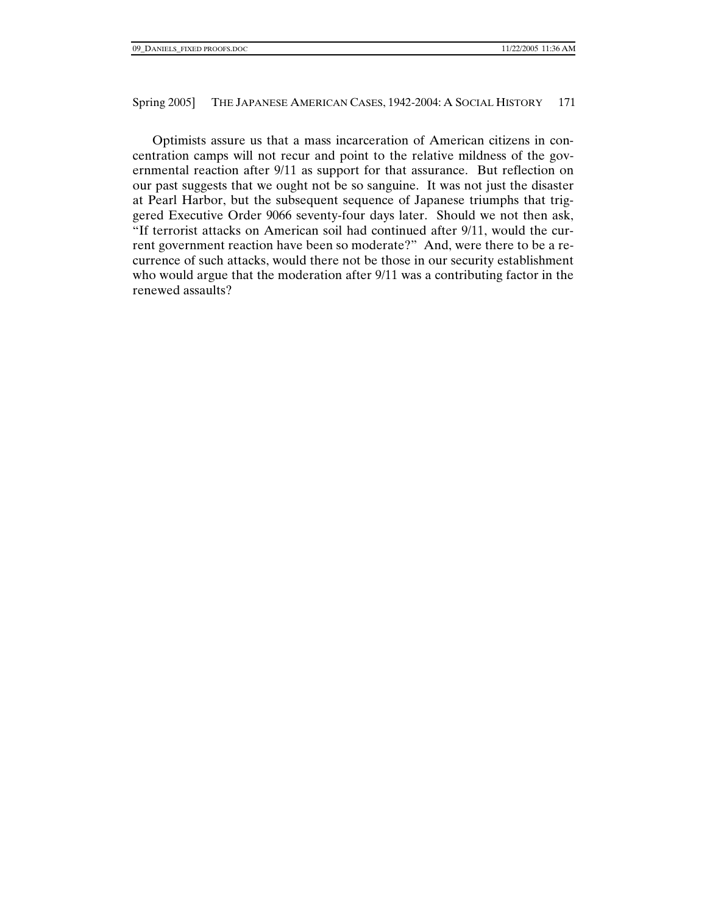Optimists assure us that a mass incarceration of American citizens in concentration camps will not recur and point to the relative mildness of the governmental reaction after 9/11 as support for that assurance. But reflection on our past suggests that we ought not be so sanguine. It was not just the disaster at Pearl Harbor, but the subsequent sequence of Japanese triumphs that triggered Executive Order 9066 seventy-four days later. Should we not then ask, "If terrorist attacks on American soil had continued after 9/11, would the current government reaction have been so moderate?" And, were there to be a recurrence of such attacks, would there not be those in our security establishment who would argue that the moderation after 9/11 was a contributing factor in the renewed assaults?